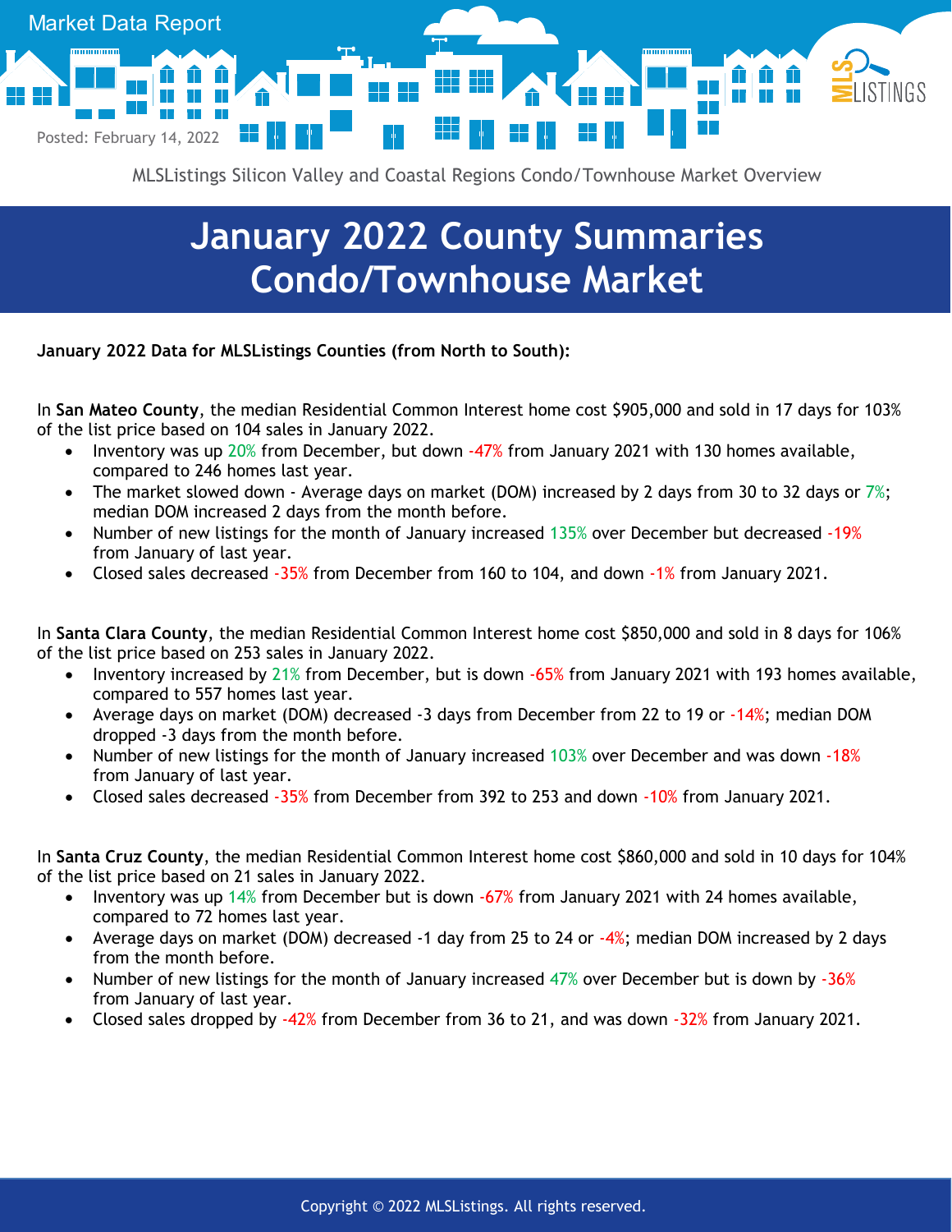Market Data Report

Posted: February 14, 2022

MLSListings Silicon Valley and Coastal Regions Condo/Townhouse Market Overview

# January 2022 County Summaries Condo/Townhouse Market

**January 2022 Data for MLSListings Counties (from North to South):**

In **San Mateo County**, the median Residential Common Interest home cost $905,000 and sold in 17 days for 103% of the list price based on 104 sales in January 2022.

- Inventory was up 20% from December, but down -47% from January 2021 with 130 homes available, compared to 246 homes last year.
- The market slowed down - Average days on market (DOM) increased by 2 days from 30 to 32 days or 7%; median DOM increased 2 days from the month before.
- Number of new listings for the month of January increased 135% over December but decreased -19% from January of last year.
- Closed sales decreased -35% from December from 160 to 104, and down -1% from January 2021.

In **Santa Clara County**, the median Residential Common Interest home cost $850,000 and sold in 8 days for 106% of the list price based on 253 sales in January 2022.

- Inventory increased by 21% from December, but is down -65% from January 2021 with 193 homes available, compared to 557 homes last year.
- Average days on market (DOM) decreased -3 days from December from 22 to 19 or -14%; median DOM dropped -3 days from the month before.
- Number of new listings for the month of January increased 103% over December and was down -18% from January of last year.
- Closed sales decreased -35% from December from 392 to 253 and down -10% from January 2021.

In **Santa Cruz County**, the median Residential Common Interest home cost $860,000 and sold in 10 days for 104% of the list price based on 21 sales in January 2022.

- Inventory was up 14% from December but is down -67% from January 2021 with 24 homes available, compared to 72 homes last year.
- Average days on market (DOM) decreased -1 day from 25 to 24 or -4%; median DOM increased by 2 days from the month before.
- Number of new listings for the month of January increased 47% over December but is down by -36% from January of last year.
- Closed sales dropped by -42% from December from 36 to 21, and was down -32% from January 2021.

Copyright © 2022 MLSListings. All rights reserved.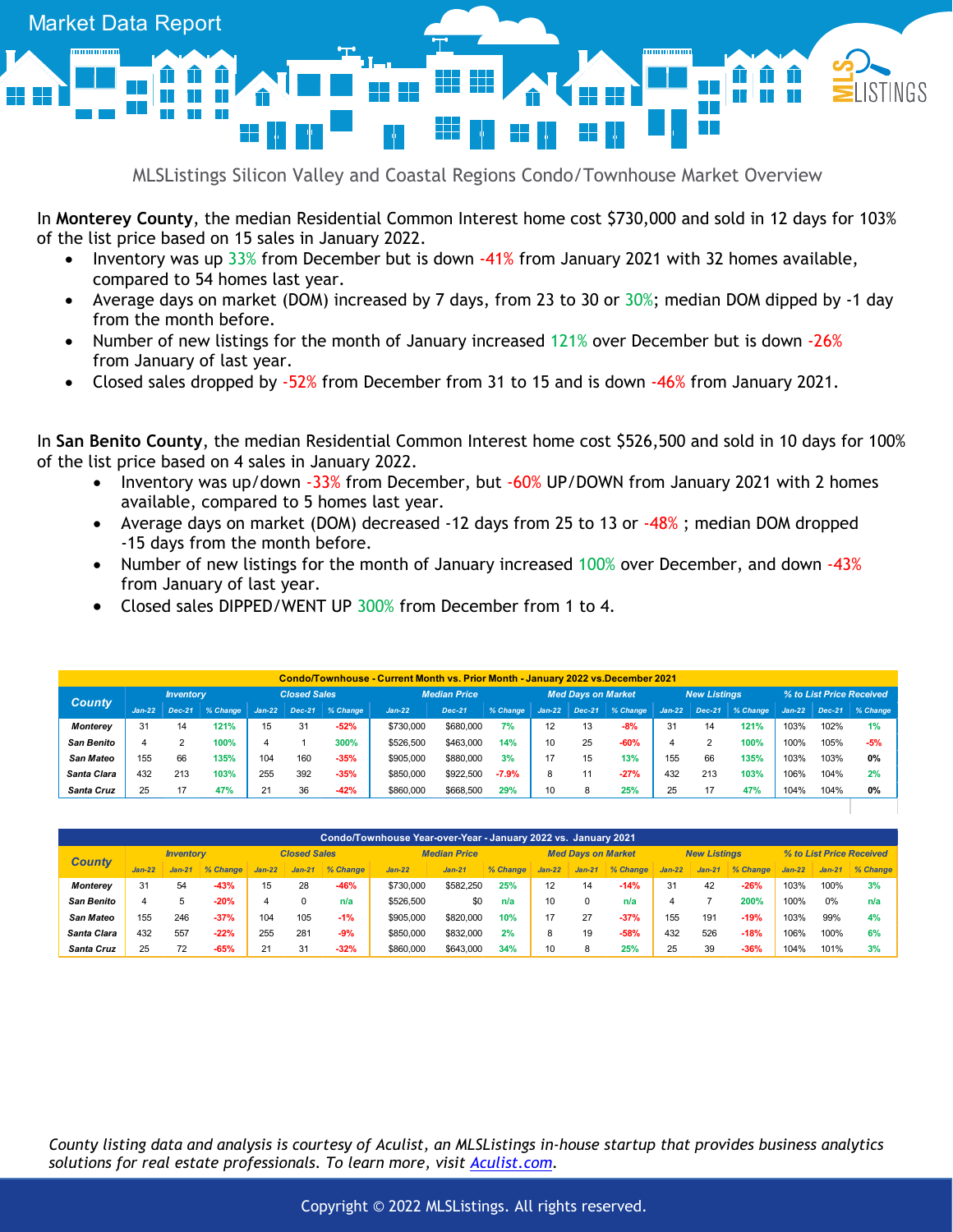# Market Data Report

MLSListings Silicon Valley and Coastal Regions Condo/Townhouse Market Overview

In **Monterey County**, the median Residential Common Interest home cost $730,000 and sold in 12 days for 103% of the list price based on 15 sales in January 2022.

- Inventory was up 33% from December but is down -41% from January 2021 with 32 homes available, compared to 54 homes last year.
- Average days on market (DOM) increased by 7 days, from 23 to 30 or 30%; median DOM dipped by -1 day from the month before.
- Number of new listings for the month of January increased 121% over December but is down -26% from January of last year.
- Closed sales dropped by -52% from December from 31 to 15 and is down -46% from January 2021.

In **San Benito County**, the median Residential Common Interest home cost $526,500 and sold in 10 days for 100% of the list price based on 4 sales in January 2022.

- Inventory was up/down -33% from December, but -60% UP/DOWN from January 2021 with 2 homes available, compared to 5 homes last year.
- Average days on market (DOM) decreased -12 days from 25 to 13 or -48% ; median DOM dropped -15 days from the month before.
- Number of new listings for the month of January increased 100% over December, and down -43% from January of last year.
- Closed sales DIPPED/WENT UP 300% from December from 1 to 4.

**Condo/Townhouse - Current Month vs. Prior Month - January 2022 vs.December 2021**

| County | Inventory | | | Closed Sales | | | Median Price | | | Med Days on Market | | | New Listings | | | % to List Price Received | | |
|---|---|---|---|---|---|---|---|---|---|---|---|---|---|---|---|---|---|---|
| | Jan-22 | Dec-21 | % Change | Jan-22 | Dec-21 | % Change | Jan-22 | Dec-21 | % Change | Jan-22 | Dec-21 | % Change | Jan-22 | Dec-21 | % Change | Jan-22 | Dec-21 | % Change |
| Monterey | 31 | 14 | 121% | 15 | 31 | -52% | $730,000 | $680,000 | 7% | 12 | 13 | -8% | 31 | 14 | 121% | 103% | 102% | 1% |
| San Benito | 4 | 2 | 100% | 4 | 1 | 300% | $526,500 | $463,000 | 14% | 10 | 25 | -60% | 4 | 2 | 100% | 100% | 105% | -5% |
| San Mateo | 155 | 66 | 135% | 104 | 160 | -35% | $905,000 | $880,000 | 3% | 17 | 15 | 13% | 155 | 66 | 135% | 103% | 103% | 0% |
| Santa Clara | 432 | 213 | 103% | 255 | 392 | -35% | $850,000 | $922,500 | -7.9% | 8 | 11 | -27% | 432 | 213 | 103% | 106% | 104% | 2% |
| Santa Cruz | 25 | 17 | 47% | 21 | 36 | -42% | $860,000 | $668,500 | 29% | 10 | 8 | 25% | 25 | 17 | 47% | 104% | 104% | 0% |

**Condo/Townhouse Year-over-Year - January 2022 vs. January 2021**

| County | Inventory | | | Closed Sales | | | Median Price | | | Med Days on Market | | | New Listings | | | % to List Price Received | | |
|---|---|---|---|---|---|---|---|---|---|---|---|---|---|---|---|---|---|---|
| | Jan-22 | Jan-21 | % Change | Jan-22 | Jan-21 | % Change | Jan-22 | Jan-21 | % Change | Jan-22 | Jan-21 | % Change | Jan-22 | Jan-21 | % Change | Jan-22 | Jan-21 | % Change |
| Monterey | 31 | 54 | -43% | 15 | 28 | -46% | $730,000 | $582,250 | 25% | 12 | 14 | -14% | 31 | 42 | -26% | 103% | 100% | 3% |
| San Benito | 4 | 5 | -20% | 4 | 0 | n/a | $526,500 | $0 | n/a | 10 | 0 | n/a | 4 | 7 | 200% | 100% | 0% | n/a |
| San Mateo | 155 | 246 | -37% | 104 | 105 | -1% | $905,000 | $820,000 | 10% | 17 | 27 | -37% | 155 | 191 | -19% | 103% | 99% | 4% |
| Santa Clara | 432 | 557 | -22% | 255 | 281 | -9% | $850,000 | $832,000 | 2% | 8 | 19 | -58% | 432 | 526 | -18% | 106% | 100% | 6% |
| Santa Cruz | 25 | 72 | -65% | 21 | 31 | -32% | $860,000 | $643,000 | 34% | 10 | 8 | 25% | 25 | 39 | -36% | 104% | 101% | 3% |

*County listing data and analysis is courtesy of Aculist, an MLSListings in-house startup that provides business analytics solutions for real estate professionals. To learn more, visit Aculist.com.*

Copyright © 2022 MLSListings. All rights reserved.